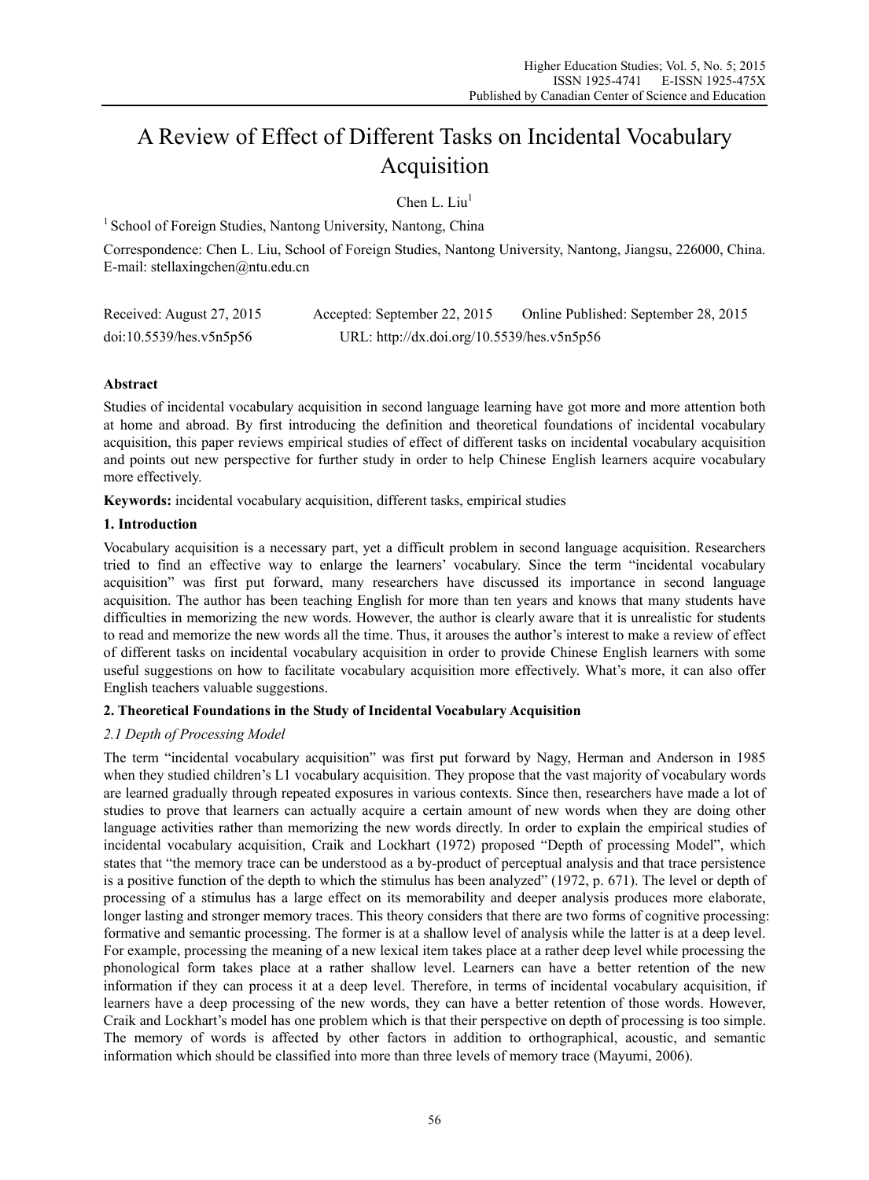// Skip running header (journal info)? The top header "Higher Education Studies; Vol. 5, No. 5; 2015 ISSN... Published by..." is journal metadata — omit.

# A Review of Effect of Different Tasks on Incidental Vocabulary Acquisition

Chen L. Liu[1]

[1] School of Foreign Studies, Nantong University, Nantong, China

Correspondence: Chen L. Liu, School of Foreign Studies, Nantong University, Nantong, Jiangsu, 226000, China. E-mail: stellaxingchen@ntu.edu.cn

Received: August 27, 2015 Accepted: September 22, 2015 Online Published: September 28, 2015

doi:10.5539/hes.v5n5p56 URL: http://dx.doi.org/10.5539/hes.v5n5p56

## Abstract

Studies of incidental vocabulary acquisition in second language learning have got more and more attention both at home and abroad. By first introducing the definition and theoretical foundations of incidental vocabulary acquisition, this paper reviews empirical studies of effect of different tasks on incidental vocabulary acquisition and points out new perspective for further study in order to help Chinese English learners acquire vocabulary more effectively.

**Keywords:** incidental vocabulary acquisition, different tasks, empirical studies

## 1. Introduction

Vocabulary acquisition is a necessary part, yet a difficult problem in second language acquisition. Researchers tried to find an effective way to enlarge the learners' vocabulary. Since the term "incidental vocabulary acquisition" was first put forward, many researchers have discussed its importance in second language acquisition. The author has been teaching English for more than ten years and knows that many students have difficulties in memorizing the new words. However, the author is clearly aware that it is unrealistic for students to read and memorize the new words all the time. Thus, it arouses the author's interest to make a review of effect of different tasks on incidental vocabulary acquisition in order to provide Chinese English learners with some useful suggestions on how to facilitate vocabulary acquisition more effectively. What's more, it can also offer English teachers valuable suggestions.

## 2. Theoretical Foundations in the Study of Incidental Vocabulary Acquisition

### *2.1 Depth of Processing Model*

The term "incidental vocabulary acquisition" was first put forward by Nagy, Herman and Anderson in 1985 when they studied children's L1 vocabulary acquisition. They propose that the vast majority of vocabulary words are learned gradually through repeated exposures in various contexts. Since then, researchers have made a lot of studies to prove that learners can actually acquire a certain amount of new words when they are doing other language activities rather than memorizing the new words directly. In order to explain the empirical studies of incidental vocabulary acquisition, Craik and Lockhart (1972) proposed "Depth of processing Model", which states that "the memory trace can be understood as a by-product of perceptual analysis and that trace persistence is a positive function of the depth to which the stimulus has been analyzed" (1972, p. 671). The level or depth of processing of a stimulus has a large effect on its memorability and deeper analysis produces more elaborate, longer lasting and stronger memory traces. This theory considers that there are two forms of cognitive processing: formative and semantic processing. The former is at a shallow level of analysis while the latter is at a deep level. For example, processing the meaning of a new lexical item takes place at a rather deep level while processing the phonological form takes place at a rather shallow level. Learners can have a better retention of the new information if they can process it at a deep level. Therefore, in terms of incidental vocabulary acquisition, if learners have a deep processing of the new words, they can have a better retention of those words. However, Craik and Lockhart's model has one problem which is that their perspective on depth of processing is too simple. The memory of words is affected by other factors in addition to orthographical, acoustic, and semantic information which should be classified into more than three levels of memory trace (Mayumi, 2006).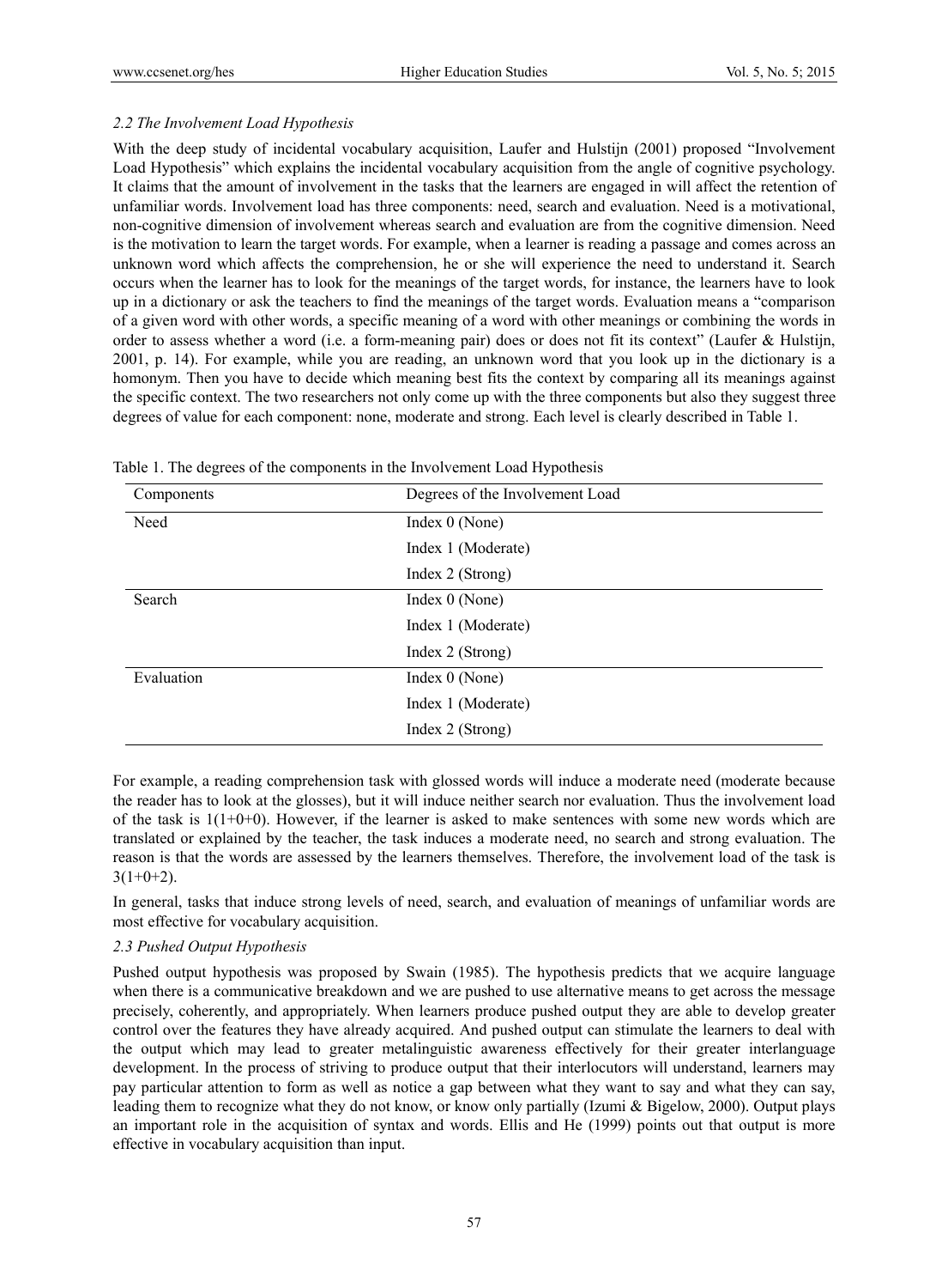### *2.2 The Involvement Load Hypothesis*

With the deep study of incidental vocabulary acquisition, Laufer and Hulstijn (2001) proposed "Involvement Load Hypothesis" which explains the incidental vocabulary acquisition from the angle of cognitive psychology. It claims that the amount of involvement in the tasks that the learners are engaged in will affect the retention of unfamiliar words. Involvement load has three components: need, search and evaluation. Need is a motivational, non-cognitive dimension of involvement whereas search and evaluation are from the cognitive dimension. Need is the motivation to learn the target words. For example, when a learner is reading a passage and comes across an unknown word which affects the comprehension, he or she will experience the need to understand it. Search occurs when the learner has to look for the meanings of the target words, for instance, the learners have to look up in a dictionary or ask the teachers to find the meanings of the target words. Evaluation means a "comparison of a given word with other words, a specific meaning of a word with other meanings or combining the words in order to assess whether a word (i.e. a form-meaning pair) does or does not fit its context" (Laufer & Hulstijn, 2001, p. 14). For example, while you are reading, an unknown word that you look up in the dictionary is a homonym. Then you have to decide which meaning best fits the context by comparing all its meanings against the specific context. The two researchers not only come up with the three components but also they suggest three degrees of value for each component: none, moderate and strong. Each level is clearly described in Table 1.

Table 1. The degrees of the components in the Involvement Load Hypothesis

| Components | Degrees of the Involvement Load |
|---|---|
| Need | Index 0 (None) |
| | Index 1 (Moderate) |
| | Index 2 (Strong) |
| Search | Index 0 (None) |
| | Index 1 (Moderate) |
| | Index 2 (Strong) |
| Evaluation | Index 0 (None) |
| | Index 1 (Moderate) |
| | Index 2 (Strong) |

For example, a reading comprehension task with glossed words will induce a moderate need (moderate because the reader has to look at the glosses), but it will induce neither search nor evaluation. Thus the involvement load of the task is 1(1+0+0). However, if the learner is asked to make sentences with some new words which are translated or explained by the teacher, the task induces a moderate need, no search and strong evaluation. The reason is that the words are assessed by the learners themselves. Therefore, the involvement load of the task is 3(1+0+2).

In general, tasks that induce strong levels of need, search, and evaluation of meanings of unfamiliar words are most effective for vocabulary acquisition.

### *2.3 Pushed Output Hypothesis*

Pushed output hypothesis was proposed by Swain (1985). The hypothesis predicts that we acquire language when there is a communicative breakdown and we are pushed to use alternative means to get across the message precisely, coherently, and appropriately. When learners produce pushed output they are able to develop greater control over the features they have already acquired. And pushed output can stimulate the learners to deal with the output which may lead to greater metalinguistic awareness effectively for their greater interlanguage development. In the process of striving to produce output that their interlocutors will understand, learners may pay particular attention to form as well as notice a gap between what they want to say and what they can say, leading them to recognize what they do not know, or know only partially (Izumi & Bigelow, 2000). Output plays an important role in the acquisition of syntax and words. Ellis and He (1999) points out that output is more effective in vocabulary acquisition than input.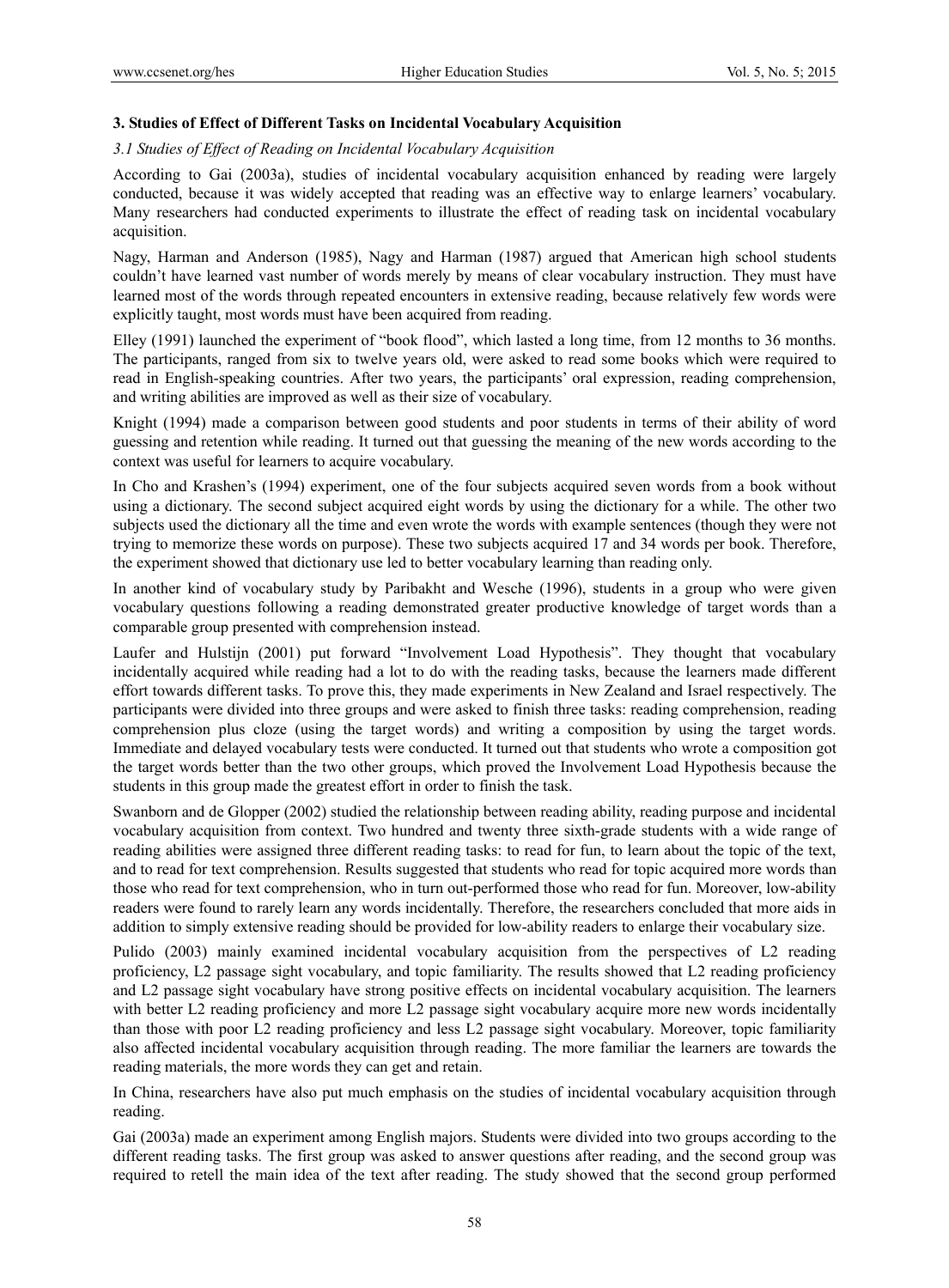### 3. Studies of Effect of Different Tasks on Incidental Vocabulary Acquisition

#### *3.1 Studies of Effect of Reading on Incidental Vocabulary Acquisition*

According to Gai (2003a), studies of incidental vocabulary acquisition enhanced by reading were largely conducted, because it was widely accepted that reading was an effective way to enlarge learners' vocabulary. Many researchers had conducted experiments to illustrate the effect of reading task on incidental vocabulary acquisition.

Nagy, Harman and Anderson (1985), Nagy and Harman (1987) argued that American high school students couldn't have learned vast number of words merely by means of clear vocabulary instruction. They must have learned most of the words through repeated encounters in extensive reading, because relatively few words were explicitly taught, most words must have been acquired from reading.

Elley (1991) launched the experiment of "book flood", which lasted a long time, from 12 months to 36 months. The participants, ranged from six to twelve years old, were asked to read some books which were required to read in English-speaking countries. After two years, the participants' oral expression, reading comprehension, and writing abilities are improved as well as their size of vocabulary.

Knight (1994) made a comparison between good students and poor students in terms of their ability of word guessing and retention while reading. It turned out that guessing the meaning of the new words according to the context was useful for learners to acquire vocabulary.

In Cho and Krashen's (1994) experiment, one of the four subjects acquired seven words from a book without using a dictionary. The second subject acquired eight words by using the dictionary for a while. The other two subjects used the dictionary all the time and even wrote the words with example sentences (though they were not trying to memorize these words on purpose). These two subjects acquired 17 and 34 words per book. Therefore, the experiment showed that dictionary use led to better vocabulary learning than reading only.

In another kind of vocabulary study by Paribakht and Wesche (1996), students in a group who were given vocabulary questions following a reading demonstrated greater productive knowledge of target words than a comparable group presented with comprehension instead.

Laufer and Hulstijn (2001) put forward "Involvement Load Hypothesis". They thought that vocabulary incidentally acquired while reading had a lot to do with the reading tasks, because the learners made different effort towards different tasks. To prove this, they made experiments in New Zealand and Israel respectively. The participants were divided into three groups and were asked to finish three tasks: reading comprehension, reading comprehension plus cloze (using the target words) and writing a composition by using the target words. Immediate and delayed vocabulary tests were conducted. It turned out that students who wrote a composition got the target words better than the two other groups, which proved the Involvement Load Hypothesis because the students in this group made the greatest effort in order to finish the task.

Swanborn and de Glopper (2002) studied the relationship between reading ability, reading purpose and incidental vocabulary acquisition from context. Two hundred and twenty three sixth-grade students with a wide range of reading abilities were assigned three different reading tasks: to read for fun, to learn about the topic of the text, and to read for text comprehension. Results suggested that students who read for topic acquired more words than those who read for text comprehension, who in turn out-performed those who read for fun. Moreover, low-ability readers were found to rarely learn any words incidentally. Therefore, the researchers concluded that more aids in addition to simply extensive reading should be provided for low-ability readers to enlarge their vocabulary size.

Pulido (2003) mainly examined incidental vocabulary acquisition from the perspectives of L2 reading proficiency, L2 passage sight vocabulary, and topic familiarity. The results showed that L2 reading proficiency and L2 passage sight vocabulary have strong positive effects on incidental vocabulary acquisition. The learners with better L2 reading proficiency and more L2 passage sight vocabulary acquire more new words incidentally than those with poor L2 reading proficiency and less L2 passage sight vocabulary. Moreover, topic familiarity also affected incidental vocabulary acquisition through reading. The more familiar the learners are towards the reading materials, the more words they can get and retain.

In China, researchers have also put much emphasis on the studies of incidental vocabulary acquisition through reading.

Gai (2003a) made an experiment among English majors. Students were divided into two groups according to the different reading tasks. The first group was asked to answer questions after reading, and the second group was required to retell the main idea of the text after reading. The study showed that the second group performed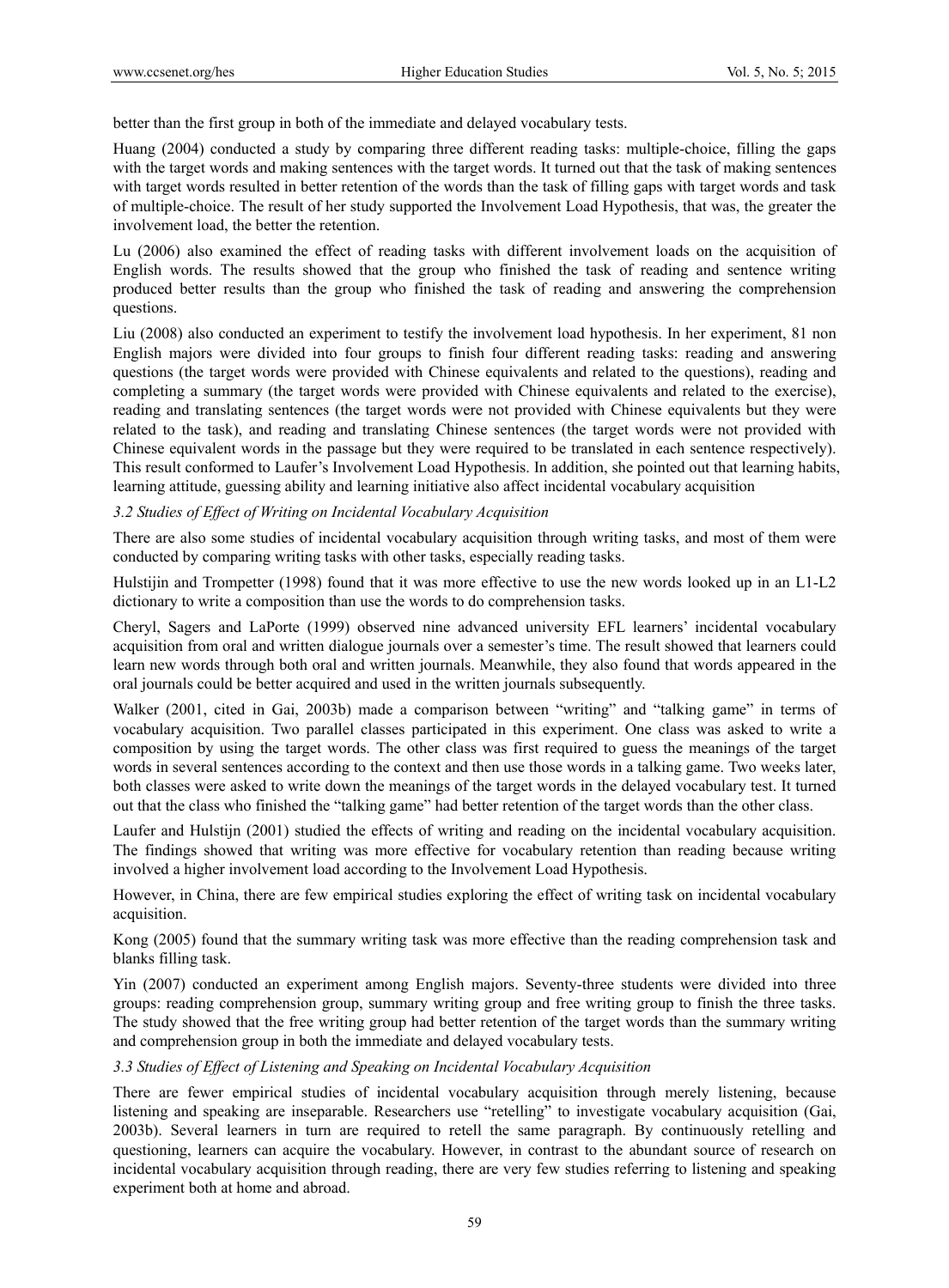better than the first group in both of the immediate and delayed vocabulary tests.

Huang (2004) conducted a study by comparing three different reading tasks: multiple-choice, filling the gaps with the target words and making sentences with the target words. It turned out that the task of making sentences with target words resulted in better retention of the words than the task of filling gaps with target words and task of multiple-choice. The result of her study supported the Involvement Load Hypothesis, that was, the greater the involvement load, the better the retention.

Lu (2006) also examined the effect of reading tasks with different involvement loads on the acquisition of English words. The results showed that the group who finished the task of reading and sentence writing produced better results than the group who finished the task of reading and answering the comprehension questions.

Liu (2008) also conducted an experiment to testify the involvement load hypothesis. In her experiment, 81 non English majors were divided into four groups to finish four different reading tasks: reading and answering questions (the target words were provided with Chinese equivalents and related to the questions), reading and completing a summary (the target words were provided with Chinese equivalents and related to the exercise), reading and translating sentences (the target words were not provided with Chinese equivalents but they were related to the task), and reading and translating Chinese sentences (the target words were not provided with Chinese equivalent words in the passage but they were required to be translated in each sentence respectively). This result conformed to Laufer's Involvement Load Hypothesis. In addition, she pointed out that learning habits, learning attitude, guessing ability and learning initiative also affect incidental vocabulary acquisition

### *3.2 Studies of Effect of Writing on Incidental Vocabulary Acquisition*

There are also some studies of incidental vocabulary acquisition through writing tasks, and most of them were conducted by comparing writing tasks with other tasks, especially reading tasks.

Hulstijin and Trompetter (1998) found that it was more effective to use the new words looked up in an L1-L2 dictionary to write a composition than use the words to do comprehension tasks.

Cheryl, Sagers and LaPorte (1999) observed nine advanced university EFL learners' incidental vocabulary acquisition from oral and written dialogue journals over a semester's time. The result showed that learners could learn new words through both oral and written journals. Meanwhile, they also found that words appeared in the oral journals could be better acquired and used in the written journals subsequently.

Walker (2001, cited in Gai, 2003b) made a comparison between "writing" and "talking game" in terms of vocabulary acquisition. Two parallel classes participated in this experiment. One class was asked to write a composition by using the target words. The other class was first required to guess the meanings of the target words in several sentences according to the context and then use those words in a talking game. Two weeks later, both classes were asked to write down the meanings of the target words in the delayed vocabulary test. It turned out that the class who finished the "talking game" had better retention of the target words than the other class.

Laufer and Hulstijn (2001) studied the effects of writing and reading on the incidental vocabulary acquisition. The findings showed that writing was more effective for vocabulary retention than reading because writing involved a higher involvement load according to the Involvement Load Hypothesis.

However, in China, there are few empirical studies exploring the effect of writing task on incidental vocabulary acquisition.

Kong (2005) found that the summary writing task was more effective than the reading comprehension task and blanks filling task.

Yin (2007) conducted an experiment among English majors. Seventy-three students were divided into three groups: reading comprehension group, summary writing group and free writing group to finish the three tasks. The study showed that the free writing group had better retention of the target words than the summary writing and comprehension group in both the immediate and delayed vocabulary tests.

### *3.3 Studies of Effect of Listening and Speaking on Incidental Vocabulary Acquisition*

There are fewer empirical studies of incidental vocabulary acquisition through merely listening, because listening and speaking are inseparable. Researchers use "retelling" to investigate vocabulary acquisition (Gai, 2003b). Several learners in turn are required to retell the same paragraph. By continuously retelling and questioning, learners can acquire the vocabulary. However, in contrast to the abundant source of research on incidental vocabulary acquisition through reading, there are very few studies referring to listening and speaking experiment both at home and abroad.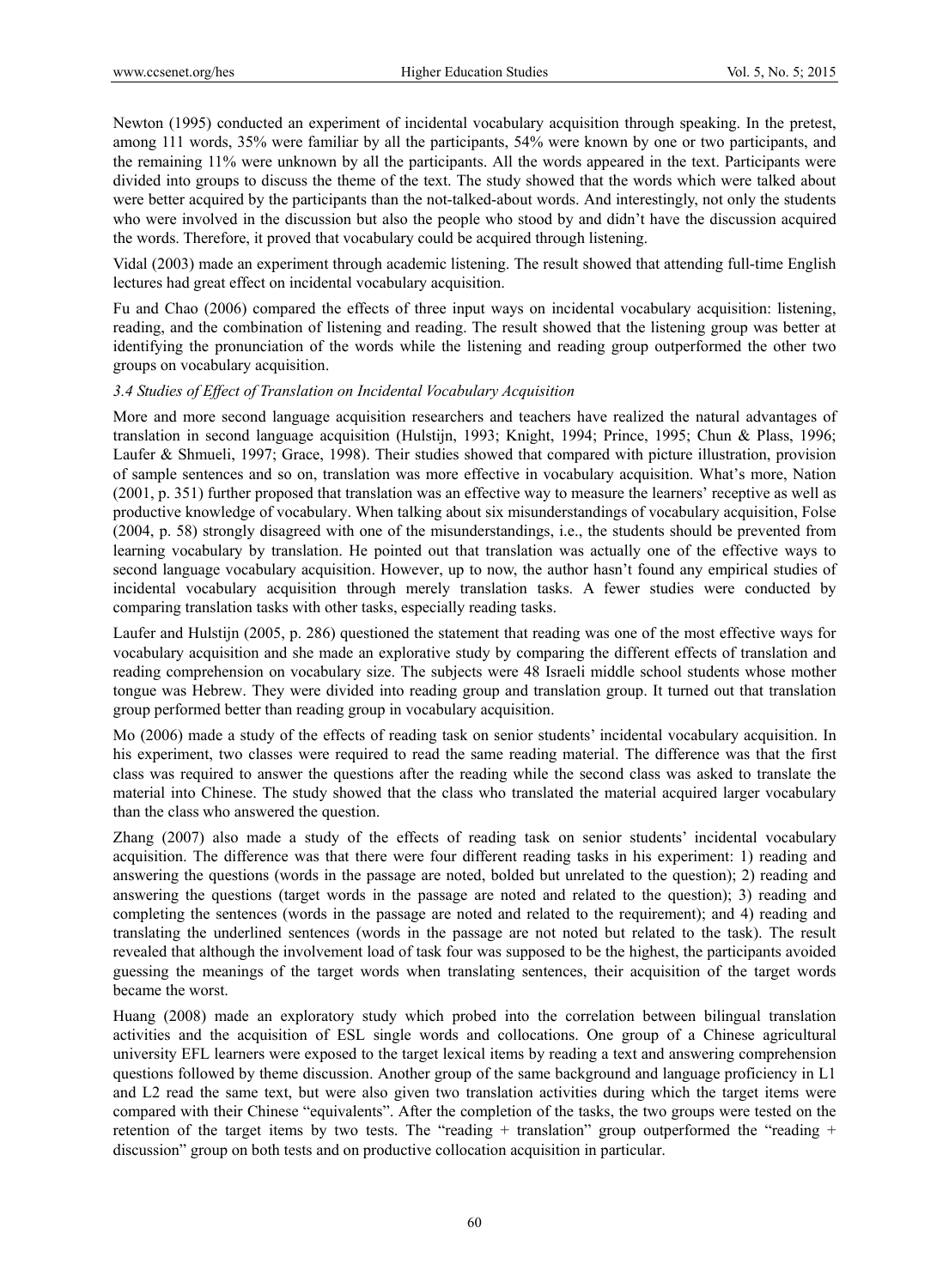Newton (1995) conducted an experiment of incidental vocabulary acquisition through speaking. In the pretest, among 111 words, 35% were familiar by all the participants, 54% were known by one or two participants, and the remaining 11% were unknown by all the participants. All the words appeared in the text. Participants were divided into groups to discuss the theme of the text. The study showed that the words which were talked about were better acquired by the participants than the not-talked-about words. And interestingly, not only the students who were involved in the discussion but also the people who stood by and didn't have the discussion acquired the words. Therefore, it proved that vocabulary could be acquired through listening.

Vidal (2003) made an experiment through academic listening. The result showed that attending full-time English lectures had great effect on incidental vocabulary acquisition.

Fu and Chao (2006) compared the effects of three input ways on incidental vocabulary acquisition: listening, reading, and the combination of listening and reading. The result showed that the listening group was better at identifying the pronunciation of the words while the listening and reading group outperformed the other two groups on vocabulary acquisition.

### *3.4 Studies of Effect of Translation on Incidental Vocabulary Acquisition*

More and more second language acquisition researchers and teachers have realized the natural advantages of translation in second language acquisition (Hulstijn, 1993; Knight, 1994; Prince, 1995; Chun & Plass, 1996; Laufer & Shmueli, 1997; Grace, 1998). Their studies showed that compared with picture illustration, provision of sample sentences and so on, translation was more effective in vocabulary acquisition. What's more, Nation (2001, p. 351) further proposed that translation was an effective way to measure the learners' receptive as well as productive knowledge of vocabulary. When talking about six misunderstandings of vocabulary acquisition, Folse (2004, p. 58) strongly disagreed with one of the misunderstandings, i.e., the students should be prevented from learning vocabulary by translation. He pointed out that translation was actually one of the effective ways to second language vocabulary acquisition. However, up to now, the author hasn't found any empirical studies of incidental vocabulary acquisition through merely translation tasks. A fewer studies were conducted by comparing translation tasks with other tasks, especially reading tasks.

Laufer and Hulstijn (2005, p. 286) questioned the statement that reading was one of the most effective ways for vocabulary acquisition and she made an explorative study by comparing the different effects of translation and reading comprehension on vocabulary size. The subjects were 48 Israeli middle school students whose mother tongue was Hebrew. They were divided into reading group and translation group. It turned out that translation group performed better than reading group in vocabulary acquisition.

Mo (2006) made a study of the effects of reading task on senior students' incidental vocabulary acquisition. In his experiment, two classes were required to read the same reading material. The difference was that the first class was required to answer the questions after the reading while the second class was asked to translate the material into Chinese. The study showed that the class who translated the material acquired larger vocabulary than the class who answered the question.

Zhang (2007) also made a study of the effects of reading task on senior students' incidental vocabulary acquisition. The difference was that there were four different reading tasks in his experiment: 1) reading and answering the questions (words in the passage are noted, bolded but unrelated to the question); 2) reading and answering the questions (target words in the passage are noted and related to the question); 3) reading and completing the sentences (words in the passage are noted and related to the requirement); and 4) reading and translating the underlined sentences (words in the passage are not noted but related to the task). The result revealed that although the involvement load of task four was supposed to be the highest, the participants avoided guessing the meanings of the target words when translating sentences, their acquisition of the target words became the worst.

Huang (2008) made an exploratory study which probed into the correlation between bilingual translation activities and the acquisition of ESL single words and collocations. One group of a Chinese agricultural university EFL learners were exposed to the target lexical items by reading a text and answering comprehension questions followed by theme discussion. Another group of the same background and language proficiency in L1 and L2 read the same text, but were also given two translation activities during which the target items were compared with their Chinese "equivalents". After the completion of the tasks, the two groups were tested on the retention of the target items by two tests. The "reading + translation" group outperformed the "reading + discussion" group on both tests and on productive collocation acquisition in particular.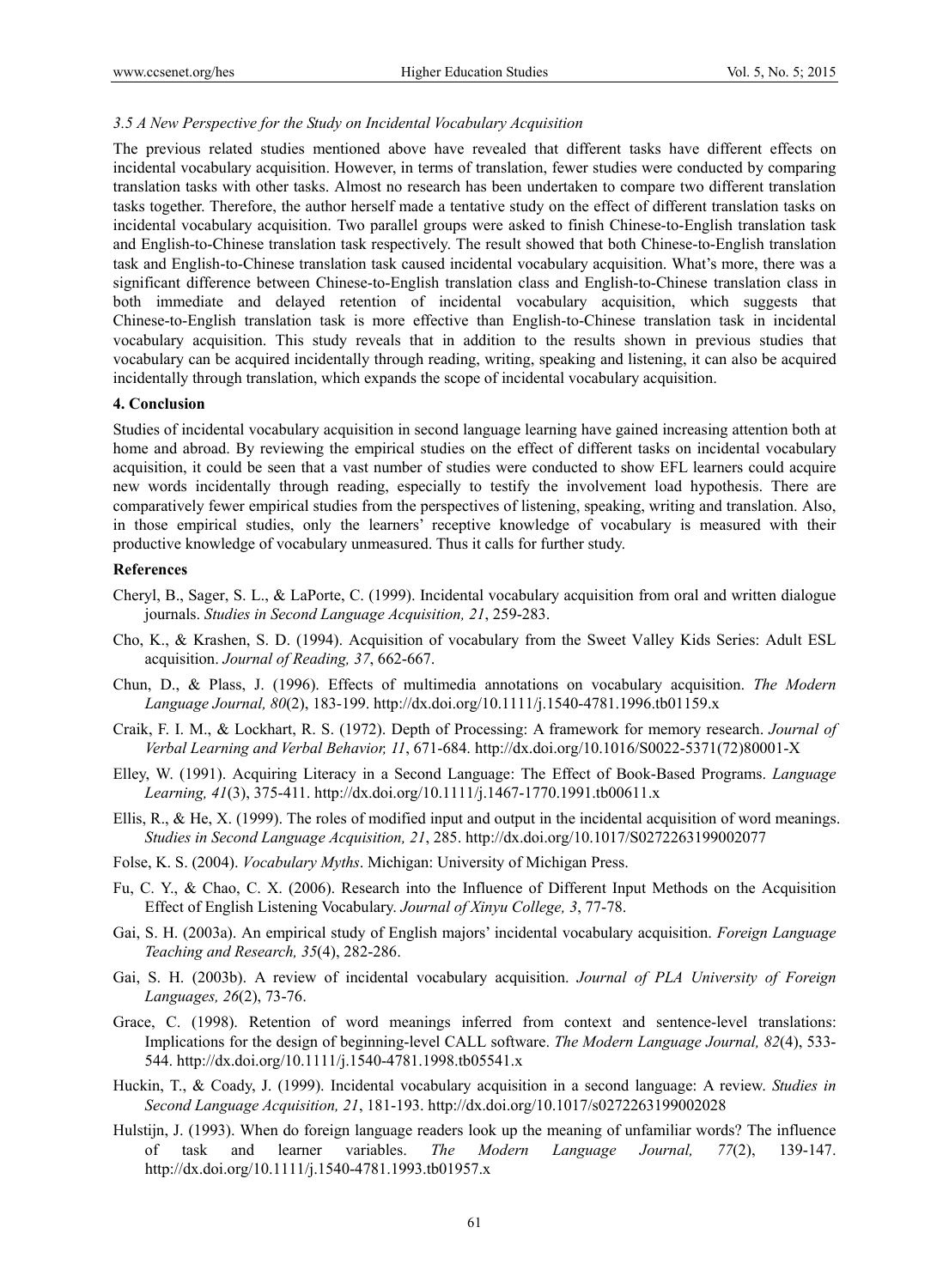### *3.5 A New Perspective for the Study on Incidental Vocabulary Acquisition*

The previous related studies mentioned above have revealed that different tasks have different effects on incidental vocabulary acquisition. However, in terms of translation, fewer studies were conducted by comparing translation tasks with other tasks. Almost no research has been undertaken to compare two different translation tasks together. Therefore, the author herself made a tentative study on the effect of different translation tasks on incidental vocabulary acquisition. Two parallel groups were asked to finish Chinese-to-English translation task and English-to-Chinese translation task respectively. The result showed that both Chinese-to-English translation task and English-to-Chinese translation task caused incidental vocabulary acquisition. What's more, there was a significant difference between Chinese-to-English translation class and English-to-Chinese translation class in both immediate and delayed retention of incidental vocabulary acquisition, which suggests that Chinese-to-English translation task is more effective than English-to-Chinese translation task in incidental vocabulary acquisition. This study reveals that in addition to the results shown in previous studies that vocabulary can be acquired incidentally through reading, writing, speaking and listening, it can also be acquired incidentally through translation, which expands the scope of incidental vocabulary acquisition.

## 4. Conclusion

Studies of incidental vocabulary acquisition in second language learning have gained increasing attention both at home and abroad. By reviewing the empirical studies on the effect of different tasks on incidental vocabulary acquisition, it could be seen that a vast number of studies were conducted to show EFL learners could acquire new words incidentally through reading, especially to testify the involvement load hypothesis. There are comparatively fewer empirical studies from the perspectives of listening, speaking, writing and translation. Also, in those empirical studies, only the learners' receptive knowledge of vocabulary is measured with their productive knowledge of vocabulary unmeasured. Thus it calls for further study.

## References

Cheryl, B., Sager, S. L., & LaPorte, C. (1999). Incidental vocabulary acquisition from oral and written dialogue journals. *Studies in Second Language Acquisition, 21*, 259-283.

Cho, K., & Krashen, S. D. (1994). Acquisition of vocabulary from the Sweet Valley Kids Series: Adult ESL acquisition. *Journal of Reading, 37*, 662-667.

Chun, D., & Plass, J. (1996). Effects of multimedia annotations on vocabulary acquisition. *The Modern Language Journal, 80*(2), 183-199. http://dx.doi.org/10.1111/j.1540-4781.1996.tb01159.x

Craik, F. I. M., & Lockhart, R. S. (1972). Depth of Processing: A framework for memory research. *Journal of Verbal Learning and Verbal Behavior, 11*, 671-684. http://dx.doi.org/10.1016/S0022-5371(72)80001-X

Elley, W. (1991). Acquiring Literacy in a Second Language: The Effect of Book-Based Programs. *Language Learning, 41*(3), 375-411. http://dx.doi.org/10.1111/j.1467-1770.1991.tb00611.x

Ellis, R., & He, X. (1999). The roles of modified input and output in the incidental acquisition of word meanings. *Studies in Second Language Acquisition, 21*, 285. http://dx.doi.org/10.1017/S0272263199002077

Folse, K. S. (2004). *Vocabulary Myths*. Michigan: University of Michigan Press.

Fu, C. Y., & Chao, C. X. (2006). Research into the Influence of Different Input Methods on the Acquisition Effect of English Listening Vocabulary. *Journal of Xinyu College, 3*, 77-78.

Gai, S. H. (2003a). An empirical study of English majors' incidental vocabulary acquisition. *Foreign Language Teaching and Research, 35*(4), 282-286.

Gai, S. H. (2003b). A review of incidental vocabulary acquisition. *Journal of PLA University of Foreign Languages, 26*(2), 73-76.

Grace, C. (1998). Retention of word meanings inferred from context and sentence-level translations: Implications for the design of beginning-level CALL software. *The Modern Language Journal, 82*(4), 533-544. http://dx.doi.org/10.1111/j.1540-4781.1998.tb05541.x

Huckin, T., & Coady, J. (1999). Incidental vocabulary acquisition in a second language: A review. *Studies in Second Language Acquisition, 21*, 181-193. http://dx.doi.org/10.1017/s0272263199002028

Hulstijn, J. (1993). When do foreign language readers look up the meaning of unfamiliar words? The influence of task and learner variables. *The Modern Language Journal, 77*(2), 139-147. http://dx.doi.org/10.1111/j.1540-4781.1993.tb01957.x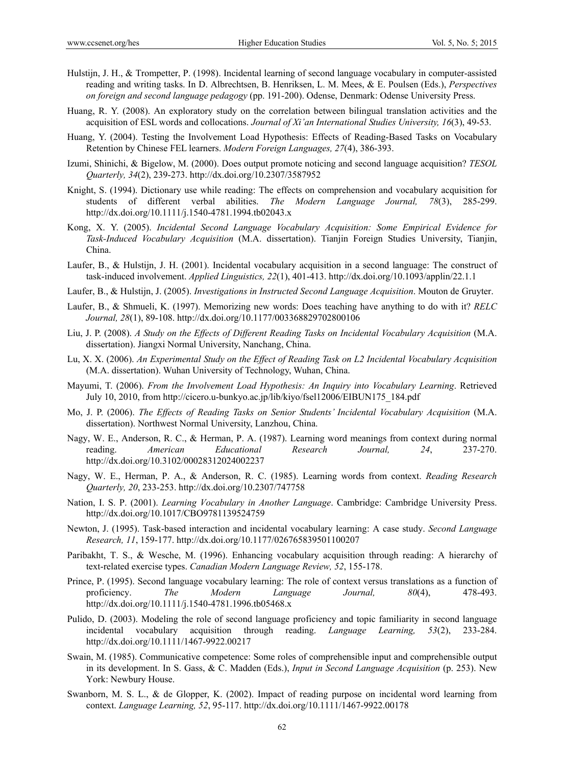Hulstijn, J. H., & Trompetter, P. (1998). Incidental learning of second language vocabulary in computer-assisted reading and writing tasks. In D. Albrechtsen, B. Henriksen, L. M. Mees, & E. Poulsen (Eds.), *Perspectives on foreign and second language pedagogy* (pp. 191-200). Odense, Denmark: Odense University Press.

Huang, R. Y. (2008). An exploratory study on the correlation between bilingual translation activities and the acquisition of ESL words and collocations. *Journal of Xi'an International Studies University, 16*(3), 49-53.

Huang, Y. (2004). Testing the Involvement Load Hypothesis: Effects of Reading-Based Tasks on Vocabulary Retention by Chinese FEL learners. *Modern Foreign Languages, 27*(4), 386-393.

Izumi, Shinichi, & Bigelow, M. (2000). Does output promote noticing and second language acquisition? *TESOL Quarterly, 34*(2), 239-273. http://dx.doi.org/10.2307/3587952

Knight, S. (1994). Dictionary use while reading: The effects on comprehension and vocabulary acquisition for students of different verbal abilities. *The Modern Language Journal, 78*(3), 285-299. http://dx.doi.org/10.1111/j.1540-4781.1994.tb02043.x

Kong, X. Y. (2005). *Incidental Second Language Vocabulary Acquisition: Some Empirical Evidence for Task-Induced Vocabulary Acquisition* (M.A. dissertation). Tianjin Foreign Studies University, Tianjin, China.

Laufer, B., & Hulstijn, J. H. (2001). Incidental vocabulary acquisition in a second language: The construct of task-induced involvement. *Applied Linguistics, 22*(1), 401-413. http://dx.doi.org/10.1093/applin/22.1.1

Laufer, B., & Hulstijn, J. (2005). *Investigations in Instructed Second Language Acquisition*. Mouton de Gruyter.

Laufer, B., & Shmueli, K. (1997). Memorizing new words: Does teaching have anything to do with it? *RELC Journal, 28*(1), 89-108. http://dx.doi.org/10.1177/003368829702800106

Liu, J. P. (2008). *A Study on the Effects of Different Reading Tasks on Incidental Vocabulary Acquisition* (M.A. dissertation). Jiangxi Normal University, Nanchang, China.

Lu, X. X. (2006). *An Experimental Study on the Effect of Reading Task on L2 Incidental Vocabulary Acquisition* (M.A. dissertation). Wuhan University of Technology, Wuhan, China.

Mayumi, T. (2006). *From the Involvement Load Hypothesis: An Inquiry into Vocabulary Learning*. Retrieved July 10, 2010, from http://cicero.u-bunkyo.ac.jp/lib/kiyo/fsel12006/EIBUN175_184.pdf

Mo, J. P. (2006). *The Effects of Reading Tasks on Senior Students' Incidental Vocabulary Acquisition* (M.A. dissertation). Northwest Normal University, Lanzhou, China.

Nagy, W. E., Anderson, R. C., & Herman, P. A. (1987). Learning word meanings from context during normal reading. *American Educational Research Journal, 24*, 237-270. http://dx.doi.org/10.3102/00028312024002237

Nagy, W. E., Herman, P. A., & Anderson, R. C. (1985). Learning words from context. *Reading Research Quarterly, 20*, 233-253. http://dx.doi.org/10.2307/747758

Nation, I. S. P. (2001). *Learning Vocabulary in Another Language*. Cambridge: Cambridge University Press. http://dx.doi.org/10.1017/CBO9781139524759

Newton, J. (1995). Task-based interaction and incidental vocabulary learning: A case study. *Second Language Research, 11*, 159-177. http://dx.doi.org/10.1177/026765839501100207

Paribakht, T. S., & Wesche, M. (1996). Enhancing vocabulary acquisition through reading: A hierarchy of text-related exercise types. *Canadian Modern Language Review, 52*, 155-178.

Prince, P. (1995). Second language vocabulary learning: The role of context versus translations as a function of proficiency. *The Modern Language Journal, 80*(4), 478-493. http://dx.doi.org/10.1111/j.1540-4781.1996.tb05468.x

Pulido, D. (2003). Modeling the role of second language proficiency and topic familiarity in second language incidental vocabulary acquisition through reading. *Language Learning, 53*(2), 233-284. http://dx.doi.org/10.1111/1467-9922.00217

Swain, M. (1985). Communicative competence: Some roles of comprehensible input and comprehensible output in its development. In S. Gass, & C. Madden (Eds.), *Input in Second Language Acquisition* (p. 253). New York: Newbury House.

Swanborn, M. S. L., & de Glopper, K. (2002). Impact of reading purpose on incidental word learning from context. *Language Learning, 52*, 95-117. http://dx.doi.org/10.1111/1467-9922.00178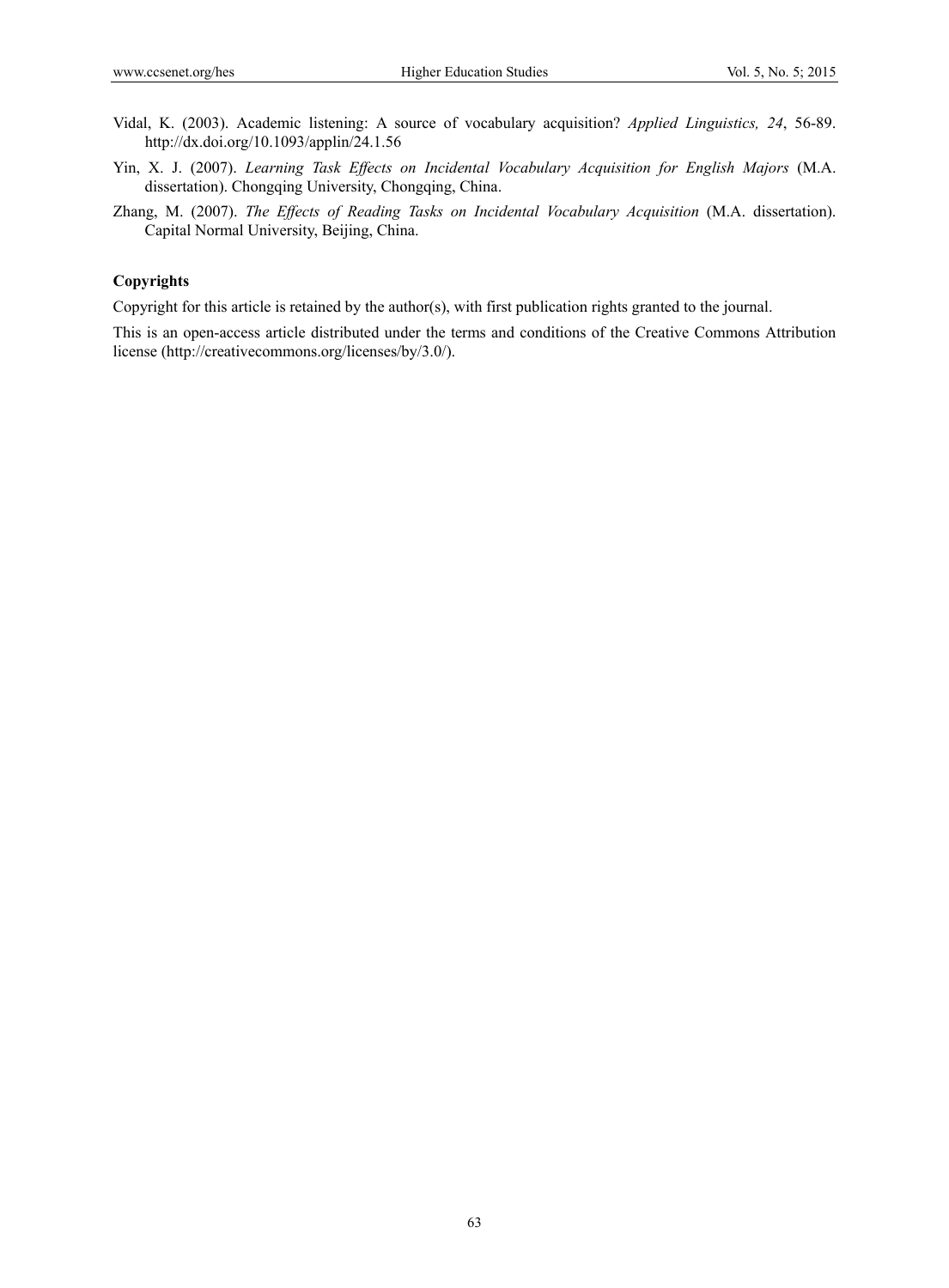Vidal, K. (2003). Academic listening: A source of vocabulary acquisition? *Applied Linguistics, 24*, 56-89. http://dx.doi.org/10.1093/applin/24.1.56

Yin, X. J. (2007). *Learning Task Effects on Incidental Vocabulary Acquisition for English Majors* (M.A. dissertation). Chongqing University, Chongqing, China.

Zhang, M. (2007). *The Effects of Reading Tasks on Incidental Vocabulary Acquisition* (M.A. dissertation). Capital Normal University, Beijing, China.

**Copyrights**

Copyright for this article is retained by the author(s), with first publication rights granted to the journal.

This is an open-access article distributed under the terms and conditions of the Creative Commons Attribution license (http://creativecommons.org/licenses/by/3.0/).